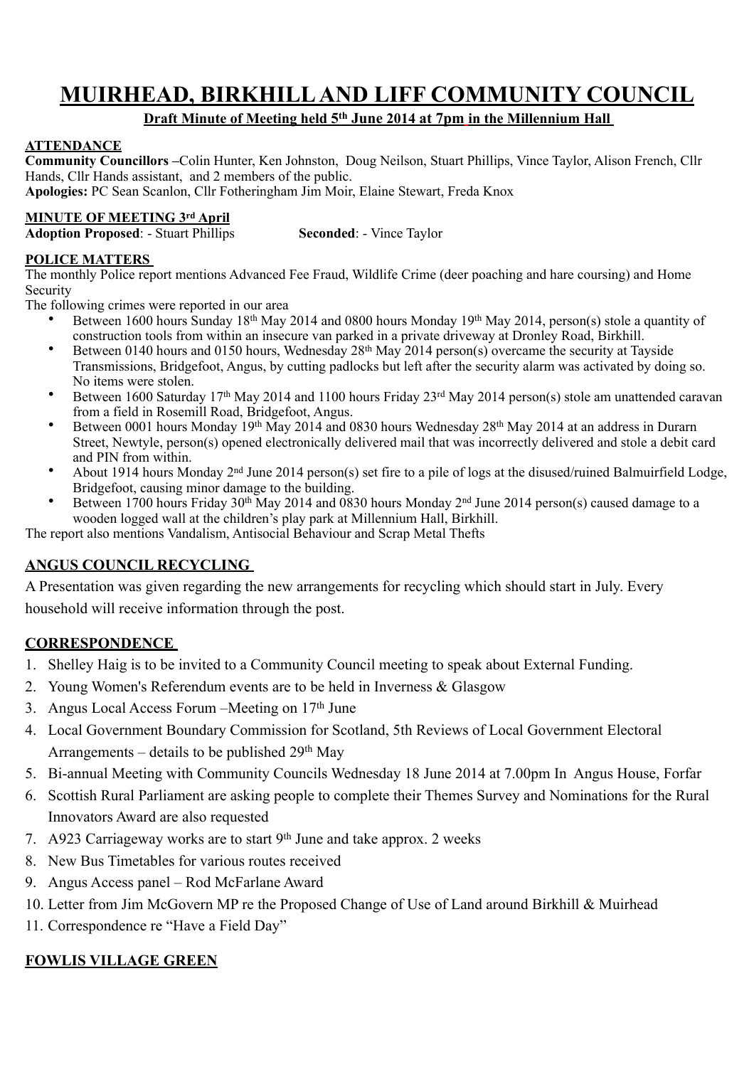# MUIRHEAD, BIRKHILL AND LIFF COMMUNITY COUNCIL

**Draft Minute of Meeting held 5th June 2014 at 7pm in the Millennium Hall**

**ATTENDANCE**

**Community Councillors –**Colin Hunter, Ken Johnston, Doug Neilson, Stuart Phillips, Vince Taylor, Alison French, Cllr Hands, Cllr Hands assistant, and 2 members of the public.

**Apologies:** PC Sean Scanlon, Cllr Fotheringham Jim Moir, Elaine Stewart, Freda Knox

**MINUTE OF MEETING 3rd April**

**Adoption Proposed**: - Stuart Phillips **Seconded**: - Vince Taylor

**POLICE MATTERS**

The monthly Police report mentions Advanced Fee Fraud, Wildlife Crime (deer poaching and hare coursing) and Home Security

The following crimes were reported in our area

- Between 1600 hours Sunday 18th May 2014 and 0800 hours Monday 19th May 2014, person(s) stole a quantity of construction tools from within an insecure van parked in a private driveway at Dronley Road, Birkhill.
- Between 0140 hours and 0150 hours, Wednesday 28th May 2014 person(s) overcame the security at Tayside Transmissions, Bridgefoot, Angus, by cutting padlocks but left after the security alarm was activated by doing so. No items were stolen.
- Between 1600 Saturday 17th May 2014 and 1100 hours Friday 23rd May 2014 person(s) stole am unattended caravan from a field in Rosemill Road, Bridgefoot, Angus.
- Between 0001 hours Monday 19th May 2014 and 0830 hours Wednesday 28th May 2014 at an address in Durarn Street, Newtyle, person(s) opened electronically delivered mail that was incorrectly delivered and stole a debit card and PIN from within.
- About 1914 hours Monday 2nd June 2014 person(s) set fire to a pile of logs at the disused/ruined Balmuirfield Lodge, Bridgefoot, causing minor damage to the building.
- Between 1700 hours Friday 30th May 2014 and 0830 hours Monday 2nd June 2014 person(s) caused damage to a wooden logged wall at the children's play park at Millennium Hall, Birkhill.

The report also mentions Vandalism, Antisocial Behaviour and Scrap Metal Thefts

**ANGUS COUNCIL RECYCLING**

A Presentation was given regarding the new arrangements for recycling which should start in July. Every household will receive information through the post.

**CORRESPONDENCE**

1. Shelley Haig is to be invited to a Community Council meeting to speak about External Funding.
2. Young Women's Referendum events are to be held in Inverness & Glasgow
3. Angus Local Access Forum –Meeting on 17th June
4. Local Government Boundary Commission for Scotland, 5th Reviews of Local Government Electoral Arrangements – details to be published 29th May
5. Bi-annual Meeting with Community Councils Wednesday 18 June 2014 at 7.00pm In Angus House, Forfar
6. Scottish Rural Parliament are asking people to complete their Themes Survey and Nominations for the Rural Innovators Award are also requested
7. A923 Carriageway works are to start 9th June and take approx. 2 weeks
8. New Bus Timetables for various routes received
9. Angus Access panel – Rod McFarlane Award
10. Letter from Jim McGovern MP re the Proposed Change of Use of Land around Birkhill & Muirhead
11. Correspondence re "Have a Field Day"

**FOWLIS VILLAGE GREEN**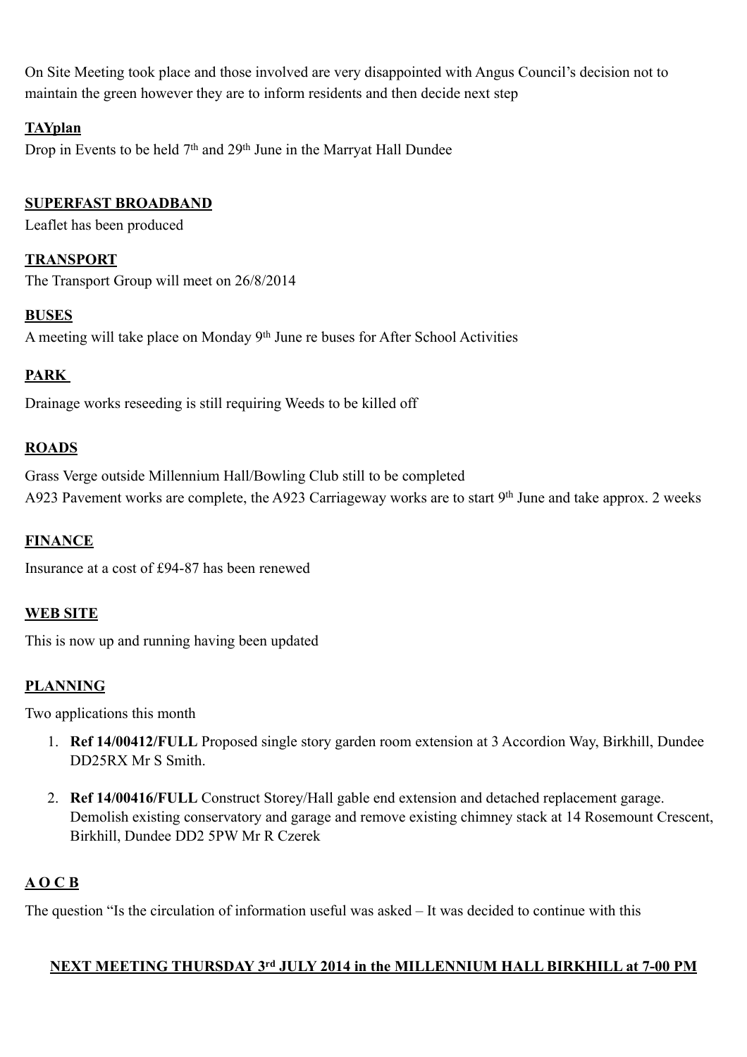On Site Meeting took place and those involved are very disappointed with Angus Council's decision not to maintain the green however they are to inform residents and then decide next step

**TAYplan**

Drop in Events to be held 7th and 29th June in the Marryat Hall Dundee

**SUPERFAST BROADBAND**

Leaflet has been produced

**TRANSPORT**

The Transport Group will meet on 26/8/2014

**BUSES**

A meeting will take place on Monday 9th June re buses for After School Activities

**PARK**

Drainage works reseeding is still requiring Weeds to be killed off

**ROADS**

Grass Verge outside Millennium Hall/Bowling Club still to be completed
A923 Pavement works are complete, the A923 Carriageway works are to start 9th June and take approx. 2 weeks

**FINANCE**

Insurance at a cost of £94-87 has been renewed

**WEB SITE**

This is now up and running having been updated

**PLANNING**

Two applications this month

1. **Ref 14/00412/FULL** Proposed single story garden room extension at 3 Accordion Way, Birkhill, Dundee DD25RX Mr S Smith.
2. **Ref 14/00416/FULL** Construct Storey/Hall gable end extension and detached replacement garage. Demolish existing conservatory and garage and remove existing chimney stack at 14 Rosemount Crescent, Birkhill, Dundee DD2 5PW Mr R Czerek

**A O C B**

The question "Is the circulation of information useful was asked – It was decided to continue with this

**NEXT MEETING THURSDAY 3rd JULY 2014 in the MILLENNIUM HALL BIRKHILL at 7-00 PM**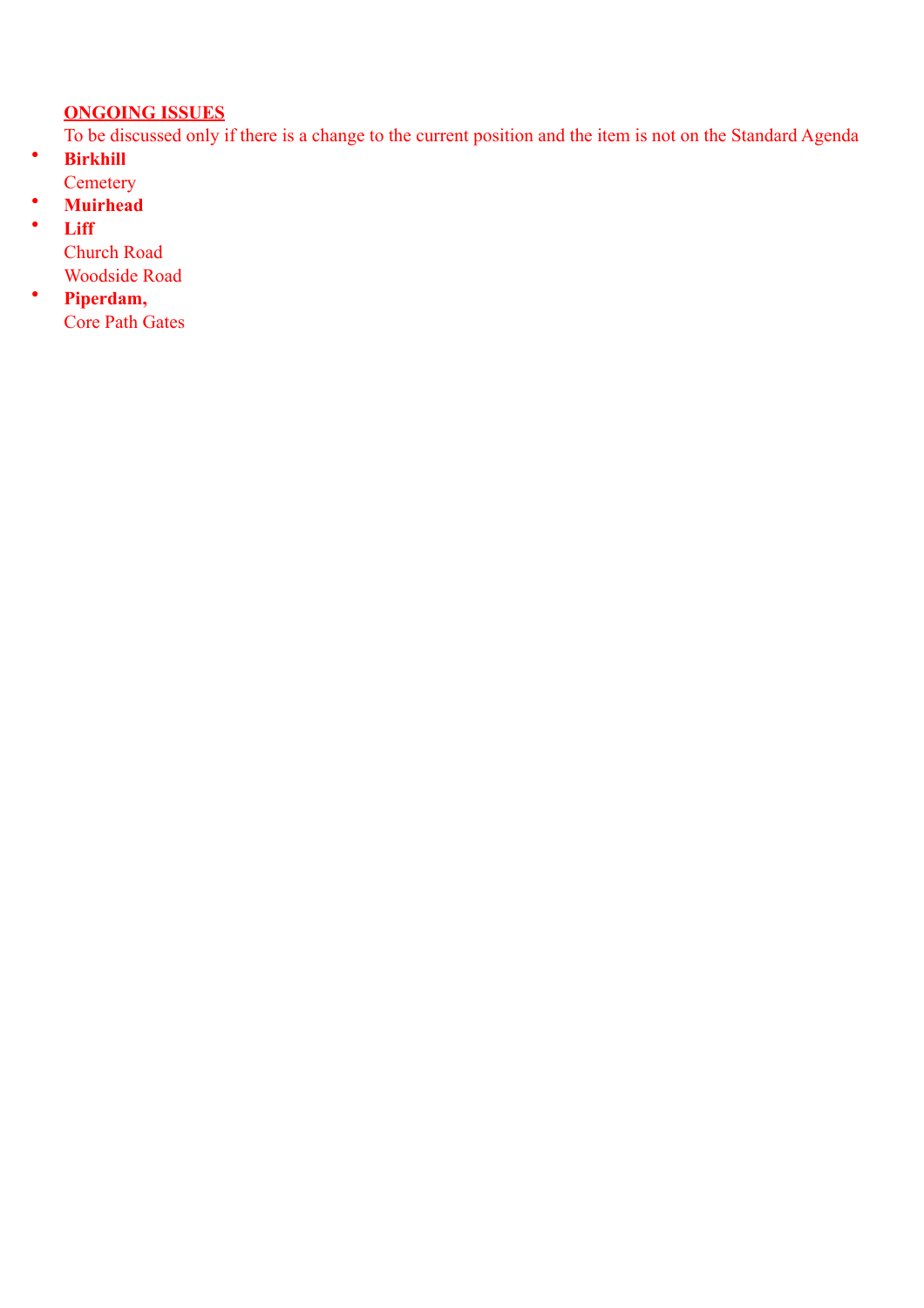**<u>ONGOING ISSUES</u>**

To be discussed only if there is a change to the current position and the item is not on the Standard Agenda

- **Birkhill**
  Cemetery
- **Muirhead**
- **Liff**
  Church Road
  Woodside Road
- **Piperdam,**
  Core Path Gates